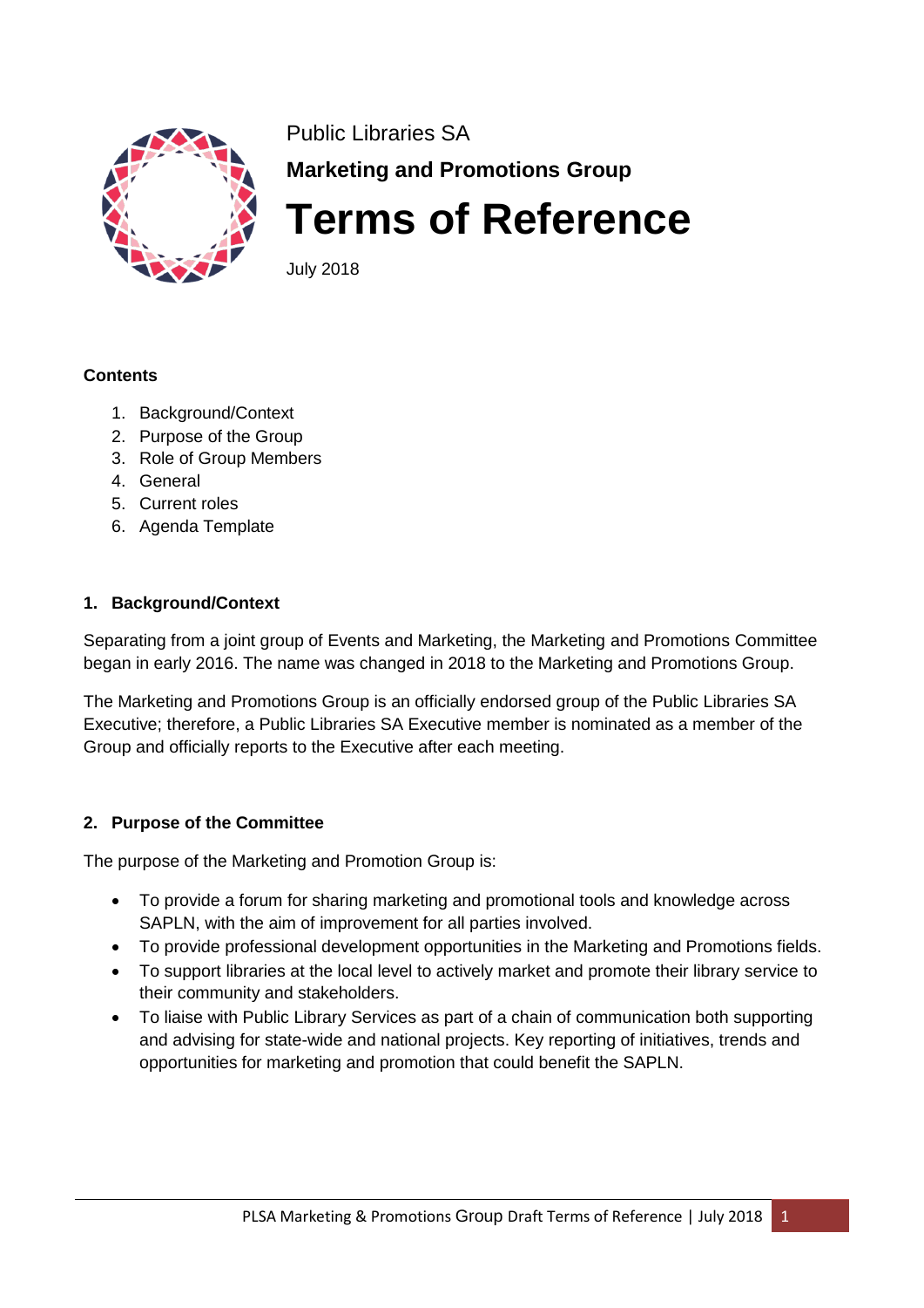Public Libraries SA

**Marketing and Promotions Group**

# Terms of Reference

July 2018

**Contents**

1. Background/Context
2. Purpose of the Group
3. Role of Group Members
4. General
5. Current roles
6. Agenda Template

## 1. Background/Context

Separating from a joint group of Events and Marketing, the Marketing and Promotions Committee began in early 2016. The name was changed in 2018 to the Marketing and Promotions Group.

The Marketing and Promotions Group is an officially endorsed group of the Public Libraries SA Executive; therefore, a Public Libraries SA Executive member is nominated as a member of the Group and officially reports to the Executive after each meeting.

## 2. Purpose of the Committee

The purpose of the Marketing and Promotion Group is:

- To provide a forum for sharing marketing and promotional tools and knowledge across SAPLN, with the aim of improvement for all parties involved.
- To provide professional development opportunities in the Marketing and Promotions fields.
- To support libraries at the local level to actively market and promote their library service to their community and stakeholders.
- To liaise with Public Library Services as part of a chain of communication both supporting and advising for state-wide and national projects. Key reporting of initiatives, trends and opportunities for marketing and promotion that could benefit the SAPLN.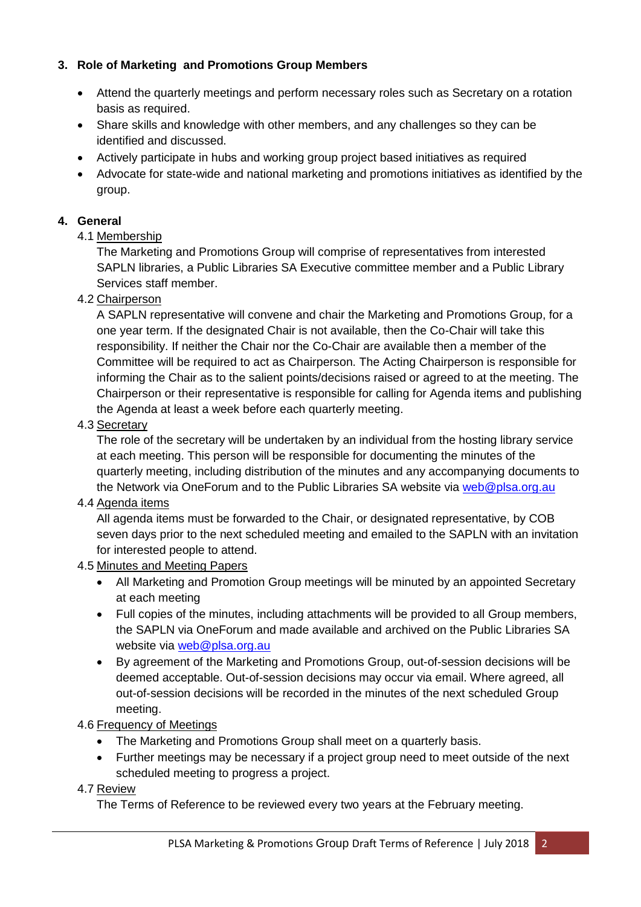## 3. Role of Marketing and Promotions Group Members

- Attend the quarterly meetings and perform necessary roles such as Secretary on a rotation basis as required.
- Share skills and knowledge with other members, and any challenges so they can be identified and discussed.
- Actively participate in hubs and working group project based initiatives as required
- Advocate for state-wide and national marketing and promotions initiatives as identified by the group.

## 4. General

4.1 Membership

The Marketing and Promotions Group will comprise of representatives from interested SAPLN libraries, a Public Libraries SA Executive committee member and a Public Library Services staff member.

4.2 Chairperson

A SAPLN representative will convene and chair the Marketing and Promotions Group, for a one year term. If the designated Chair is not available, then the Co-Chair will take this responsibility. If neither the Chair nor the Co-Chair are available then a member of the Committee will be required to act as Chairperson. The Acting Chairperson is responsible for informing the Chair as to the salient points/decisions raised or agreed to at the meeting. The Chairperson or their representative is responsible for calling for Agenda items and publishing the Agenda at least a week before each quarterly meeting.

4.3 Secretary

The role of the secretary will be undertaken by an individual from the hosting library service at each meeting. This person will be responsible for documenting the minutes of the quarterly meeting, including distribution of the minutes and any accompanying documents to the Network via OneForum and to the Public Libraries SA website via web@plsa.org.au

4.4 Agenda items

All agenda items must be forwarded to the Chair, or designated representative, by COB seven days prior to the next scheduled meeting and emailed to the SAPLN with an invitation for interested people to attend.

4.5 Minutes and Meeting Papers

- All Marketing and Promotion Group meetings will be minuted by an appointed Secretary at each meeting
- Full copies of the minutes, including attachments will be provided to all Group members, the SAPLN via OneForum and made available and archived on the Public Libraries SA website via web@plsa.org.au
- By agreement of the Marketing and Promotions Group, out-of-session decisions will be deemed acceptable. Out-of-session decisions may occur via email. Where agreed, all out-of-session decisions will be recorded in the minutes of the next scheduled Group meeting.

4.6 Frequency of Meetings

- The Marketing and Promotions Group shall meet on a quarterly basis.
- Further meetings may be necessary if a project group need to meet outside of the next scheduled meeting to progress a project.

4.7 Review

The Terms of Reference to be reviewed every two years at the February meeting.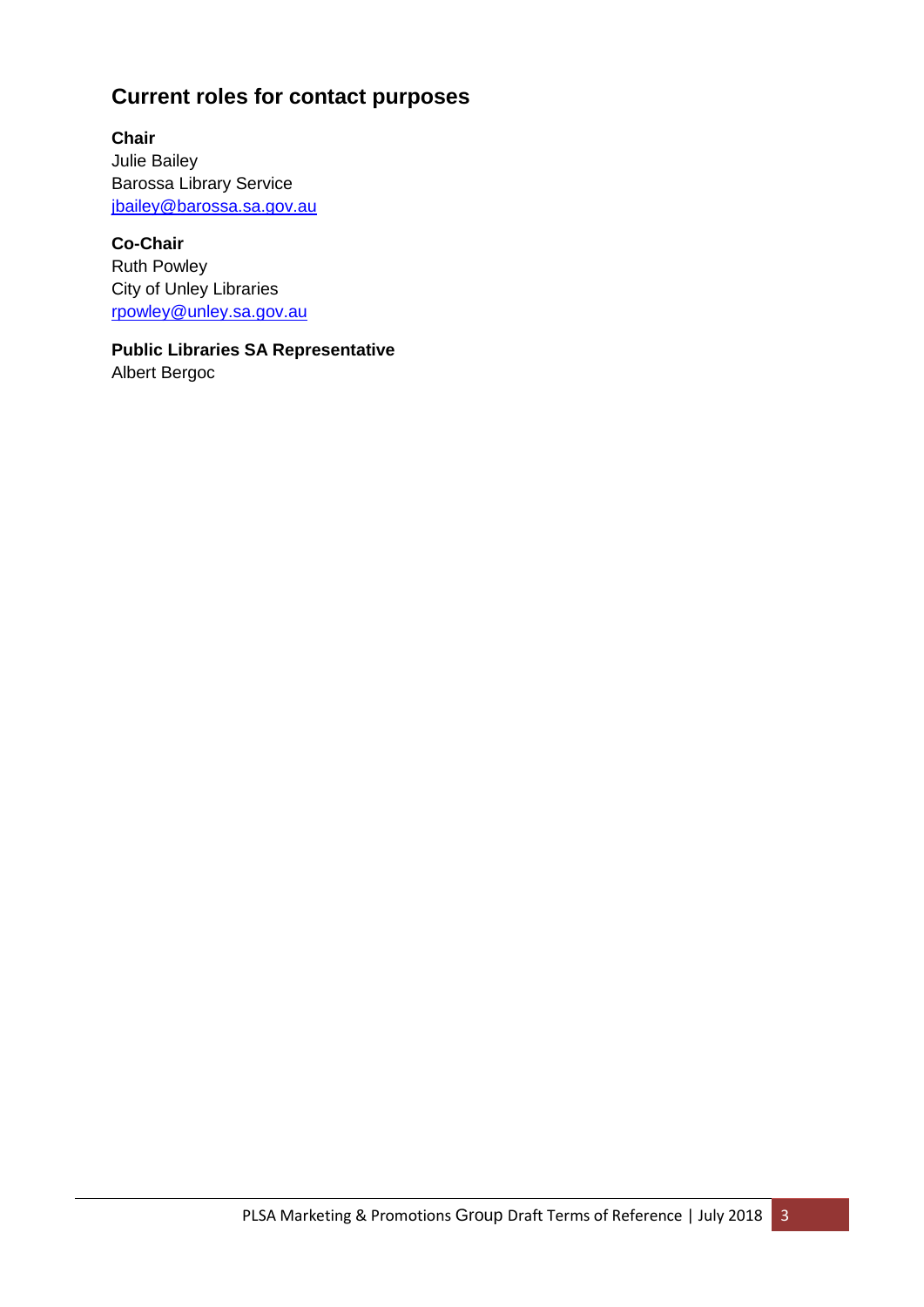## Current roles for contact purposes

**Chair**
Julie Bailey
Barossa Library Service
jbailey@barossa.sa.gov.au

**Co-Chair**
Ruth Powley
City of Unley Libraries
rpowley@unley.sa.gov.au

**Public Libraries SA Representative**
Albert Bergoc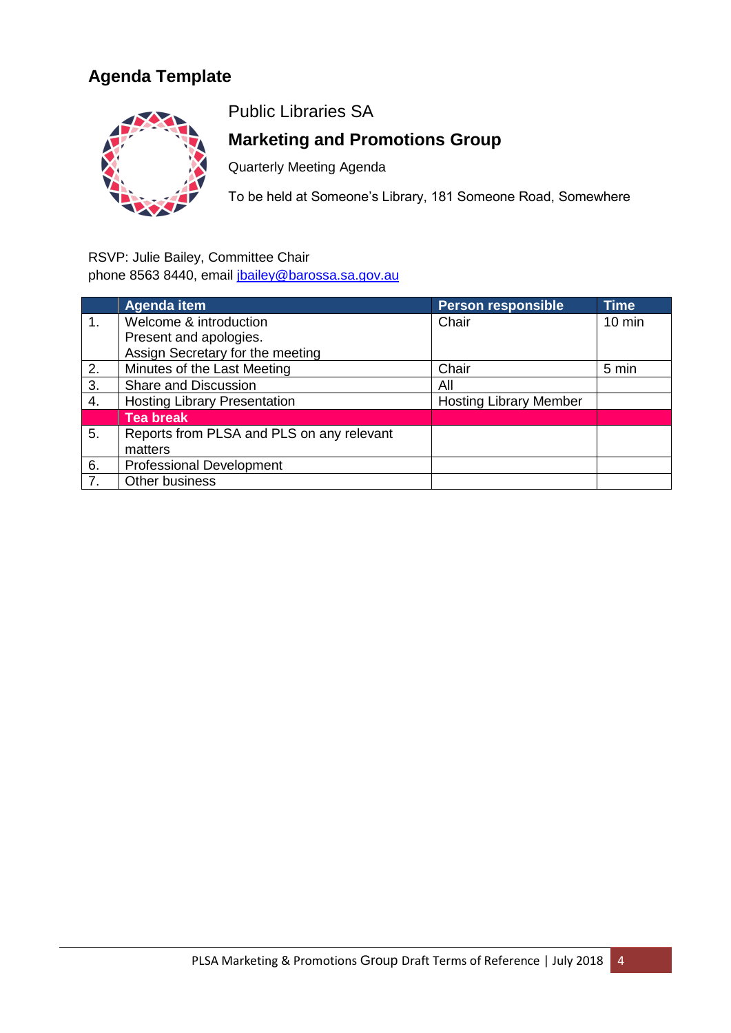## Agenda Template

Public Libraries SA

### Marketing and Promotions Group

Quarterly Meeting Agenda

To be held at Someone's Library, 181 Someone Road, Somewhere

RSVP: Julie Bailey, Committee Chair
phone 8563 8440, email jbailey@barossa.sa.gov.au

| | Agenda item | Person responsible | Time |
|---|---|---|---|
| 1. | Welcome & introduction<br>Present and apologies.<br>Assign Secretary for the meeting | Chair | 10 min |
| 2. | Minutes of the Last Meeting | Chair | 5 min |
| 3. | Share and Discussion | All | |
| 4. | Hosting Library Presentation | Hosting Library Member | |
| | **Tea break** | | |
| 5. | Reports from PLSA and PLS on any relevant matters | | |
| 6. | Professional Development | | |
| 7. | Other business | | |